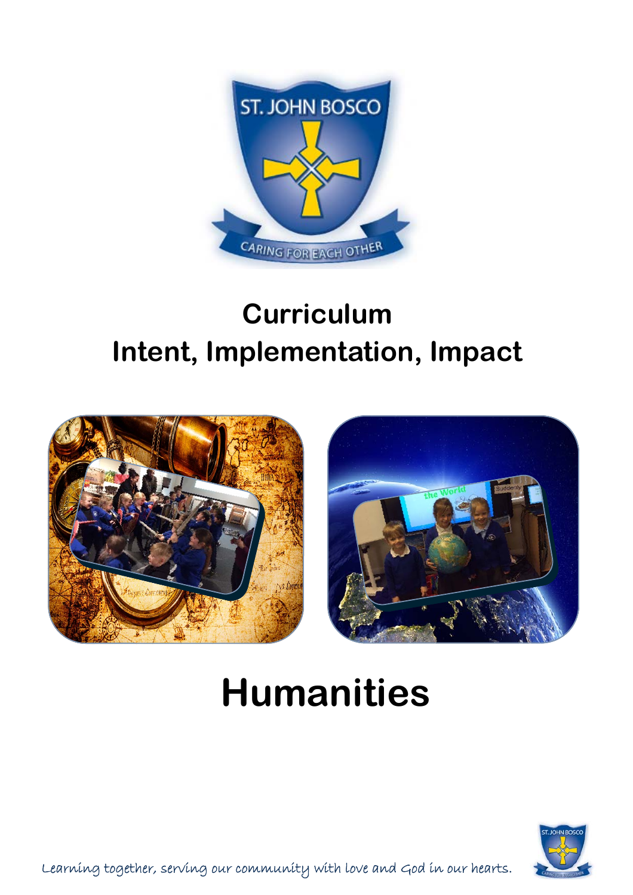# Curriculum
# Intent, Implementation, Impact

# Humanities

*Learning together, serving our community with love and God in our hearts.*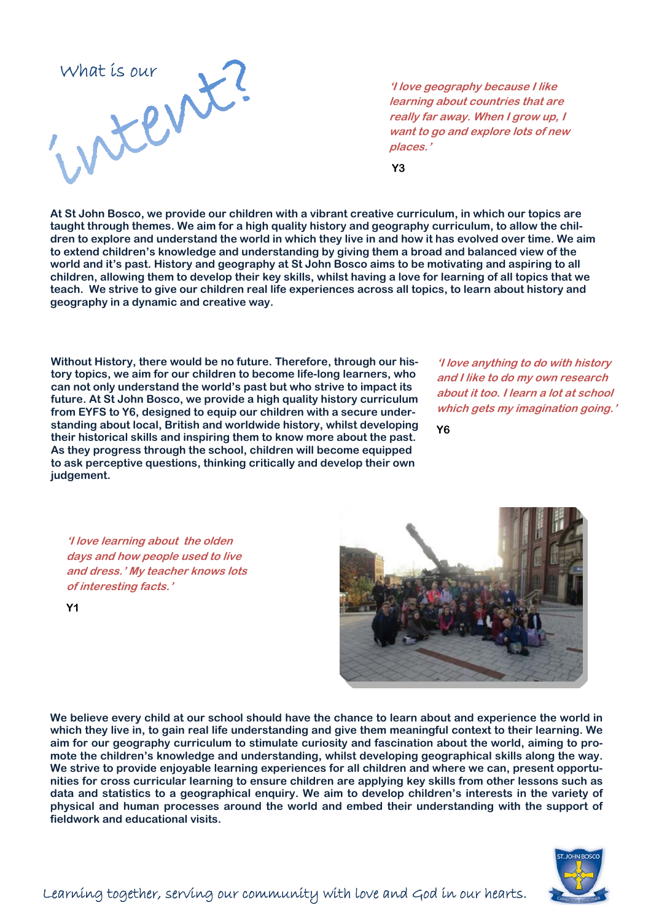# What is our intent?

*'I love geography because I like learning about countries that are really far away. When I grow up, I want to go and explore lots of new places.'*

**Y3**

**At St John Bosco, we provide our children with a vibrant creative curriculum, in which our topics are taught through themes. We aim for a high quality history and geography curriculum, to allow the children to explore and understand the world in which they live in and how it has evolved over time. We aim to extend children's knowledge and understanding by giving them a broad and balanced view of the world and it's past. History and geography at St John Bosco aims to be motivating and aspiring to all children, allowing them to develop their key skills, whilst having a love for learning of all topics that we teach. We strive to give our children real life experiences across all topics, to learn about history and geography in a dynamic and creative way.**

**Without History, there would be no future. Therefore, through our history topics, we aim for our children to become life-long learners, who can not only understand the world's past but who strive to impact its future. At St John Bosco, we provide a high quality history curriculum from EYFS to Y6, designed to equip our children with a secure understanding about local, British and worldwide history, whilst developing their historical skills and inspiring them to know more about the past. As they progress through the school, children will become equipped to ask perceptive questions, thinking critically and develop their own judgement.**

*'I love anything to do with history and I like to do my own research about it too. I learn a lot at school which gets my imagination going.'*

**Y6**

*'I love learning about the olden days and how people used to live and dress.' My teacher knows lots of interesting facts.'*

**Y1**

**We believe every child at our school should have the chance to learn about and experience the world in which they live in, to gain real life understanding and give them meaningful context to their learning. We aim for our geography curriculum to stimulate curiosity and fascination about the world, aiming to promote the children's knowledge and understanding, whilst developing geographical skills along the way. We strive to provide enjoyable learning experiences for all children and where we can, present opportunities for cross curricular learning to ensure children are applying key skills from other lessons such as data and statistics to a geographical enquiry. We aim to develop children's interests in the variety of physical and human processes around the world and embed their understanding with the support of fieldwork and educational visits.**

Learning together, serving our community with love and God in our hearts.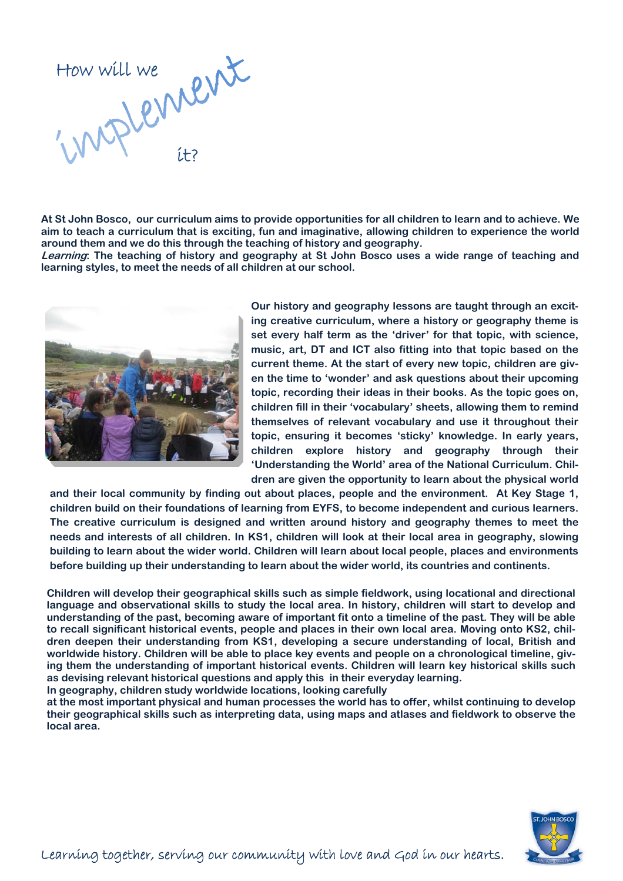# How will we *implement* it?

**At St John Bosco, our curriculum aims to provide opportunities for all children to learn and to achieve. We aim to teach a curriculum that is exciting, fun and imaginative, allowing children to experience the world around them and we do this through the teaching of history and geography.**

***Learning*: The teaching of history and geography at St John Bosco uses a wide range of teaching and learning styles, to meet the needs of all children at our school.**

**Our history and geography lessons are taught through an exciting creative curriculum, where a history or geography theme is set every half term as the 'driver' for that topic, with science, music, art, DT and ICT also fitting into that topic based on the current theme. At the start of every new topic, children are given the time to 'wonder' and ask questions about their upcoming topic, recording their ideas in their books. As the topic goes on, children fill in their 'vocabulary' sheets, allowing them to remind themselves of relevant vocabulary and use it throughout their topic, ensuring it becomes 'sticky' knowledge. In early years, children explore history and geography through their 'Understanding the World' area of the National Curriculum. Children are given the opportunity to learn about the physical world and their local community by finding out about places, people and the environment. At Key Stage 1, children build on their foundations of learning from EYFS, to become independent and curious learners. The creative curriculum is designed and written around history and geography themes to meet the needs and interests of all children. In KS1, children will look at their local area in geography, slowing building to learn about the wider world. Children will learn about local people, places and environments before building up their understanding to learn about the wider world, its countries and continents.**

**Children will develop their geographical skills such as simple fieldwork, using locational and directional language and observational skills to study the local area. In history, children will start to develop and understanding of the past, becoming aware of important fit onto a timeline of the past. They will be able to recall significant historical events, people and places in their own local area. Moving onto KS2, children deepen their understanding from KS1, developing a secure understanding of local, British and worldwide history. Children will be able to place key events and people on a chronological timeline, giving them the understanding of important historical events. Children will learn key historical skills such as devising relevant historical questions and apply this in their everyday learning.**

**In geography, children study worldwide locations, looking carefully at the most important physical and human processes the world has to offer, whilst continuing to develop their geographical skills such as interpreting data, using maps and atlases and fieldwork to observe the local area.**

*Learning together, serving our community with love and God in our hearts.*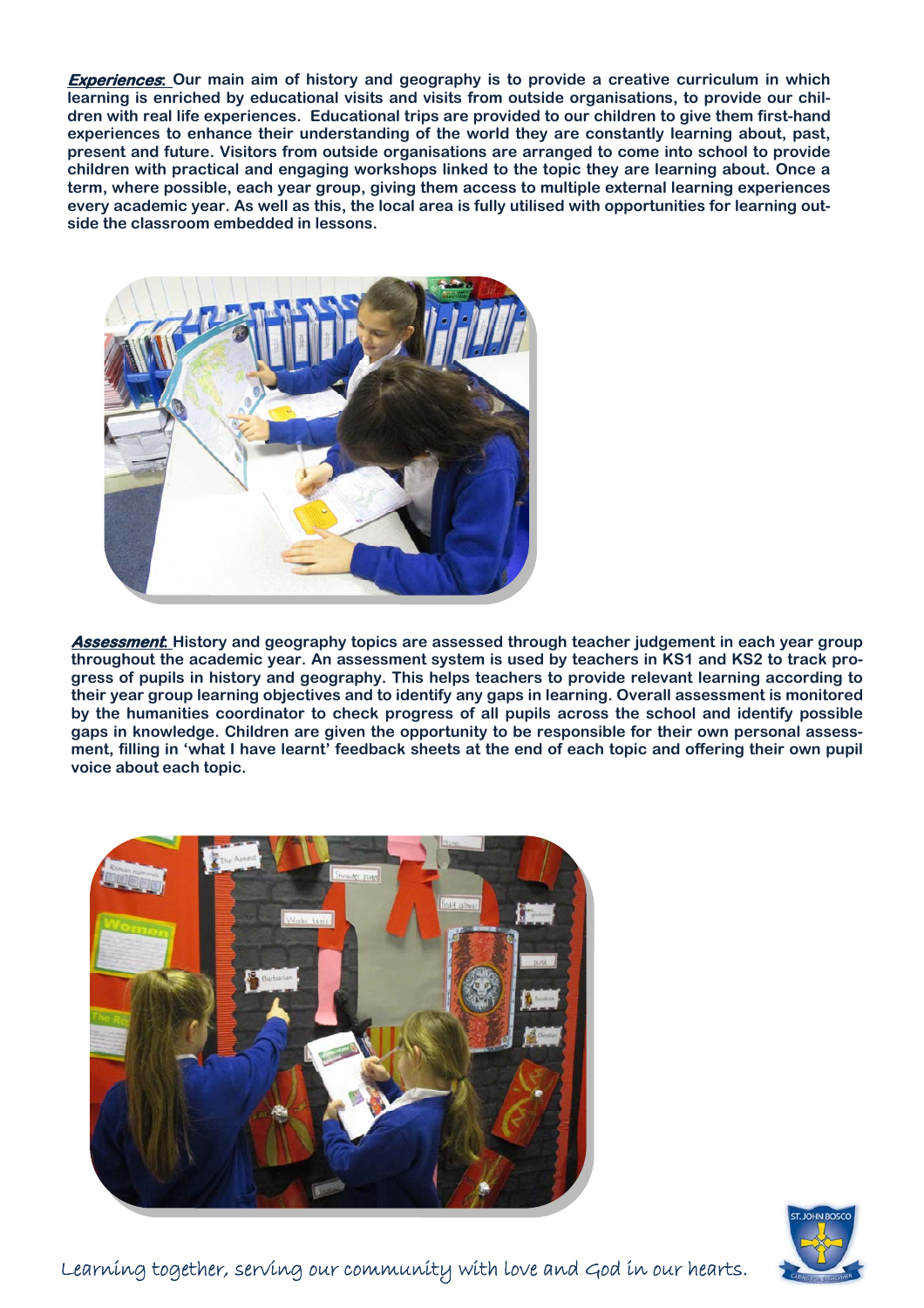***Experiences*:** **Our main aim of history and geography is to provide a creative curriculum in which learning is enriched by educational visits and visits from outside organisations, to provide our children with real life experiences. Educational trips are provided to our children to give them first-hand experiences to enhance their understanding of the world they are constantly learning about, past, present and future. Visitors from outside organisations are arranged to come into school to provide children with practical and engaging workshops linked to the topic they are learning about. Once a term, where possible, each year group, giving them access to multiple external learning experiences every academic year. As well as this, the local area is fully utilised with opportunities for learning outside the classroom embedded in lessons.**

***Assessment*:** **History and geography topics are assessed through teacher judgement in each year group throughout the academic year. An assessment system is used by teachers in KS1 and KS2 to track progress of pupils in history and geography. This helps teachers to provide relevant learning according to their year group learning objectives and to identify any gaps in learning. Overall assessment is monitored by the humanities coordinator to check progress of all pupils across the school and identify possible gaps in knowledge. Children are given the opportunity to be responsible for their own personal assessment, filling in 'what I have learnt' feedback sheets at the end of each topic and offering their own pupil voice about each topic.**

Learning together, serving our community with love and God in our hearts.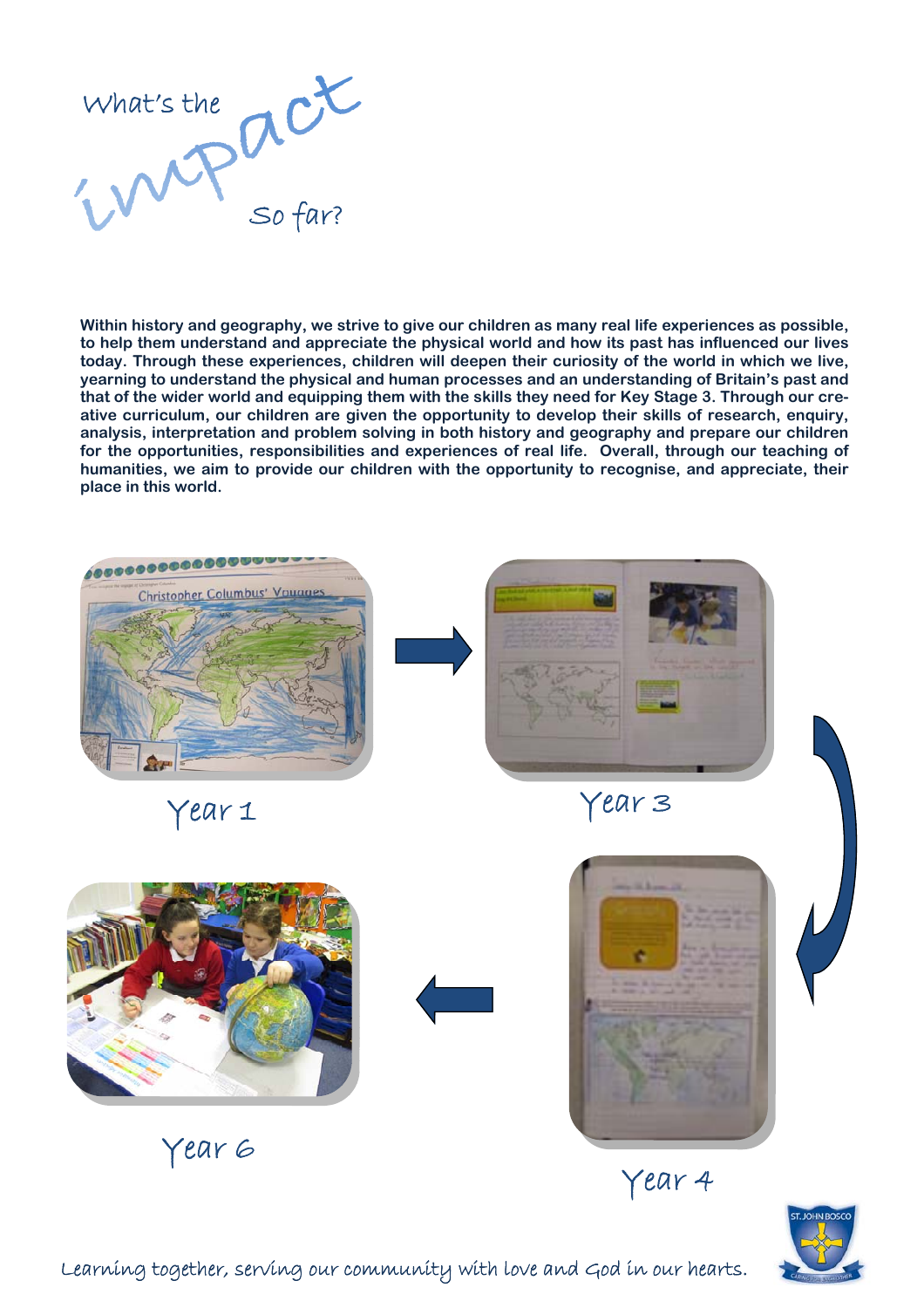# What's the impact so far?

**Within history and geography, we strive to give our children as many real life experiences as possible, to help them understand and appreciate the physical world and how its past has influenced our lives today. Through these experiences, children will deepen their curiosity of the world in which we live, yearning to understand the physical and human processes and an understanding of Britain's past and that of the wider world and equipping them with the skills they need for Key Stage 3. Through our creative curriculum, our children are given the opportunity to develop their skills of research, enquiry, analysis, interpretation and problem solving in both history and geography and prepare our children for the opportunities, responsibilities and experiences of real life. Overall, through our teaching of humanities, we aim to provide our children with the opportunity to recognise, and appreciate, their place in this world.**

Year 1

Year 3

Year 4

Year 6

Learning together, serving our community with love and God in our hearts.